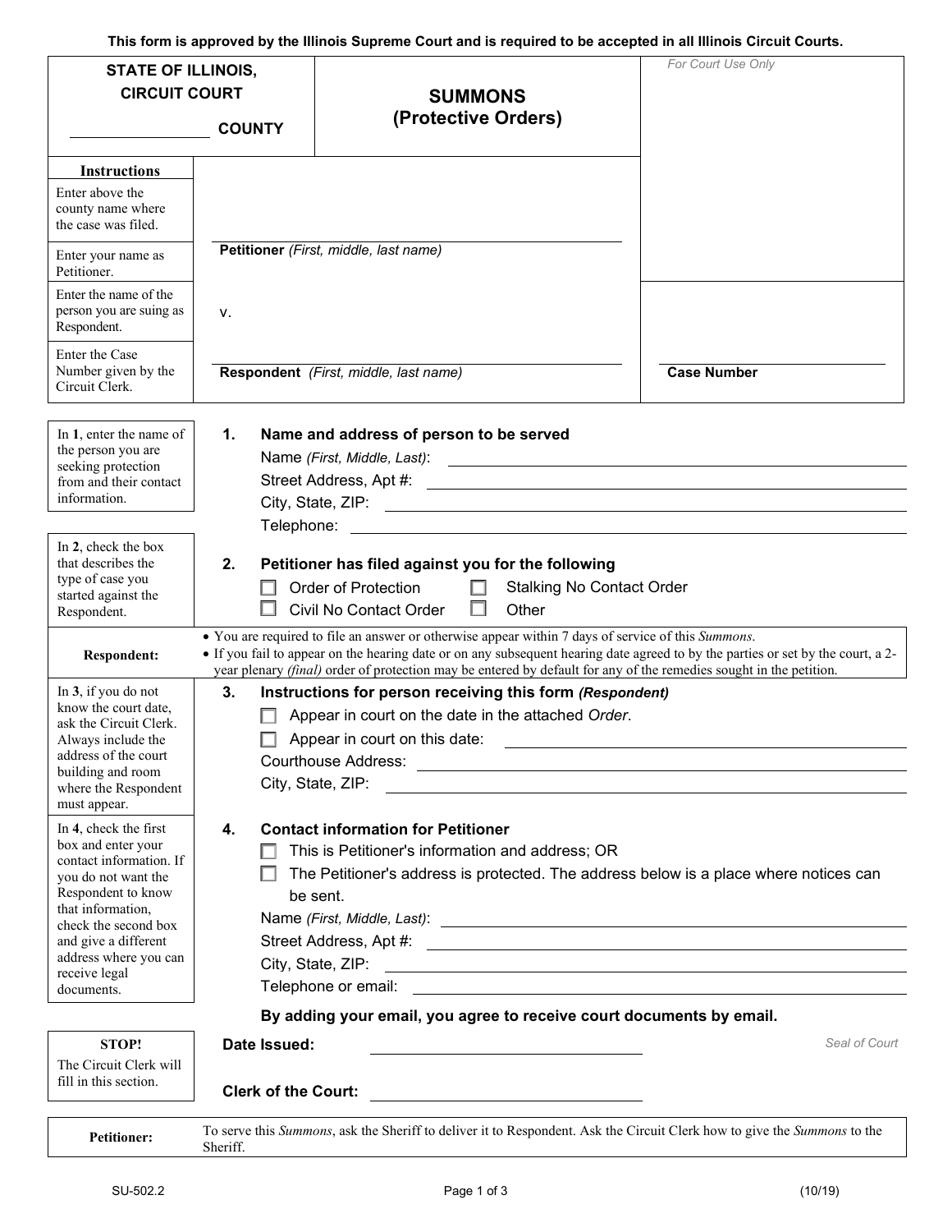This form is approved by the Illinois Supreme Court and is required to be accepted in all Illinois Circuit Courts.

**STATE OF ILLINOIS, CIRCUIT COURT**

______________ **COUNTY**

# SUMMONS (Protective Orders)

*For Court Use Only*

| Instructions | |
|---|---|
| Enter above the county name where the case was filed. | |
| Enter your name as Petitioner. | ______________________ **Petitioner** *(First, middle, last name)* |
| Enter the name of the person you are suing as Respondent. | v. |
| Enter the Case Number given by the Circuit Clerk. | ______________________ **Respondent** *(First, middle, last name)* |

______________________ **Case Number**

*In **1**, enter the name of the person you are seeking protection from and their contact information.*

**1. Name and address of person to be served**

Name *(First, Middle, Last)*: ______________________

Street Address, Apt #: ______________________

City, State, ZIP: ______________________

Telephone: ______________________

*In **2**, check the box that describes the type of case you started against the Respondent.*

**2. Petitioner has filed against you for the following**

☐ Order of Protection ☐ Stalking No Contact Order

☐ Civil No Contact Order ☐ Other

**Respondent:**

- You are required to file an answer or otherwise appear within 7 days of service of this *Summons*.
- If you fail to appear on the hearing date or on any subsequent hearing date agreed to by the parties or set by the court, a 2-year plenary *(final)* order of protection may be entered by default for any of the remedies sought in the petition.

*In **3**, if you do not know the court date, ask the Circuit Clerk. Always include the address of the court building and room where the Respondent must appear.*

**3. Instructions for person receiving this form *(Respondent)***

☐ Appear in court on the date in the attached *Order*.

☐ Appear in court on this date: ______________________

Courthouse Address: ______________________

City, State, ZIP: ______________________

*In **4**, check the first box and enter your contact information. If you do not want the Respondent to know that information, check the second box and give a different address where you can receive legal documents.*

**4. Contact information for Petitioner**

☐ This is Petitioner's information and address; OR

☐ The Petitioner's address is protected. The address below is a place where notices can be sent.

Name *(First, Middle, Last)*: ______________________

Street Address, Apt #: ______________________

City, State, ZIP: ______________________

Telephone or email: ______________________

**By adding your email, you agree to receive court documents by email.**

**STOP!** The Circuit Clerk will fill in this section.

**Date Issued:** ______________________

**Clerk of the Court:** ______________________

*Seal of Court*

**Petitioner:** To serve this *Summons*, ask the Sheriff to deliver it to Respondent. Ask the Circuit Clerk how to give the *Summons* to the Sheriff.

SU-502.2 (10/19)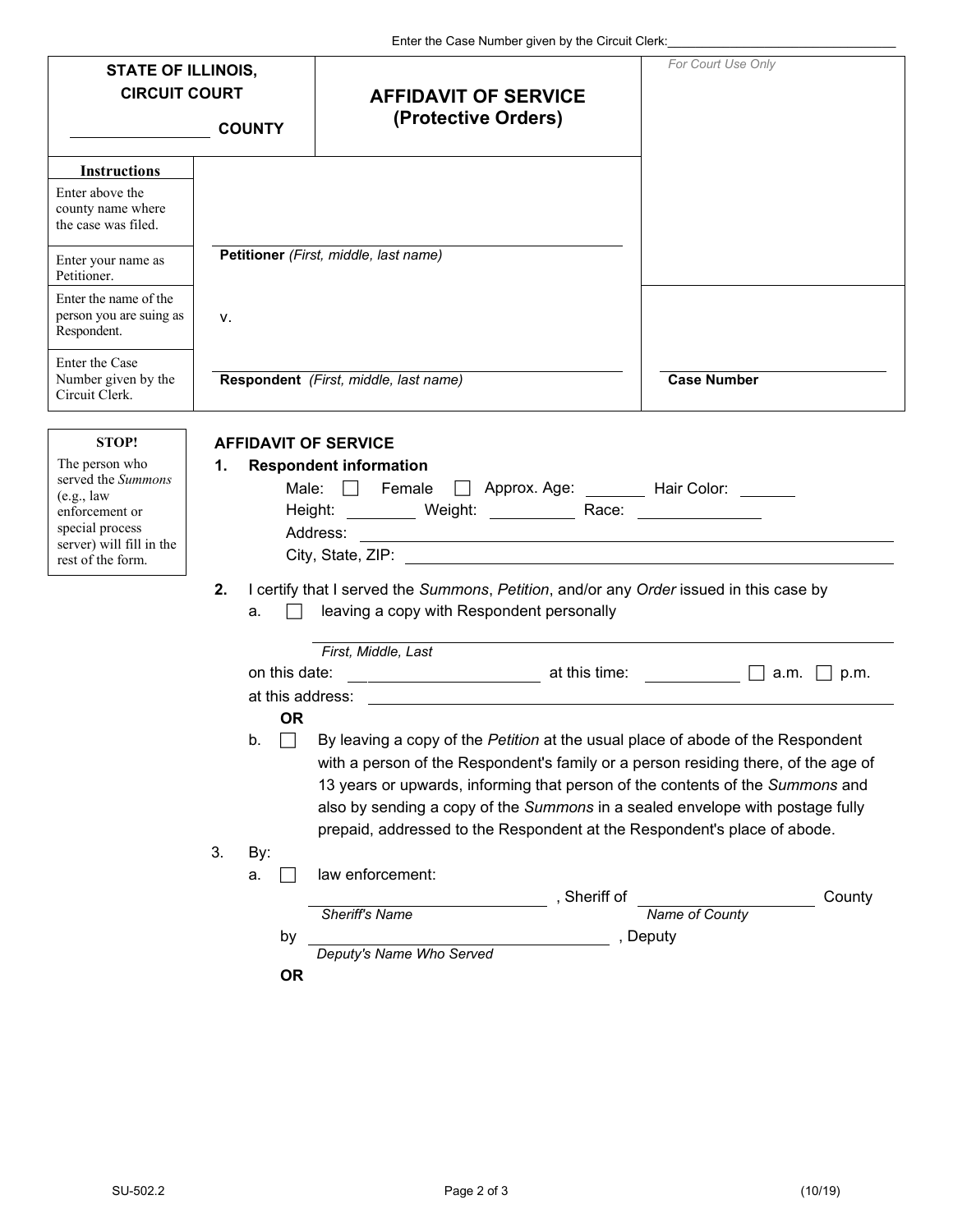Enter the Case Number given by the Circuit Clerk: ____________________

| **STATE OF ILLINOIS, CIRCUIT COURT** ______________ **COUNTY** | **AFFIDAVIT OF SERVICE (Protective Orders)** | *For Court Use Only* |
|---|---|---|

| **Instructions** | | |
|---|---|---|
| Enter above the county name where the case was filed. | | |
| Enter your name as Petitioner. | ______________________________ **Petitioner** *(First, middle, last name)* | |
| Enter the name of the person you are suing as Respondent. | v. | |
| Enter the Case Number given by the Circuit Clerk. | ______________________________ **Respondent** *(First, middle, last name)* | ______________ **Case Number** |

**STOP!**
The person who served the *Summons* (e.g., law enforcement or special process server) will fill in the rest of the form.

## AFFIDAVIT OF SERVICE

**1. Respondent information**

Male: ☐ Female ☐ Approx. Age: ________ Hair Color: ________

Height: ________ Weight: ________ Race: ________

Address: ______________________________

City, State, ZIP: ______________________________

**2.** I certify that I served the *Summons*, *Petition*, and/or any *Order* issued in this case by

a. ☐ leaving a copy with Respondent personally

______________________________
*First, Middle, Last*

on this date: ______________ at this time: ________ ☐ a.m. ☐ p.m.

at this address: ______________________________

**OR**

b. ☐ By leaving a copy of the *Petition* at the usual place of abode of the Respondent with a person of the Respondent's family or a person residing there, of the age of 13 years or upwards, informing that person of the contents of the *Summons* and also by sending a copy of the *Summons* in a sealed envelope with postage fully prepaid, addressed to the Respondent at the Respondent's place of abode.

3. By:

a. ☐ law enforcement:

______________________________ , Sheriff of ______________________ County
*Sheriff's Name* *Name of County*

by ______________________________ , Deputy
*Deputy's Name Who Served*

**OR**

SU-502.2 (10/19)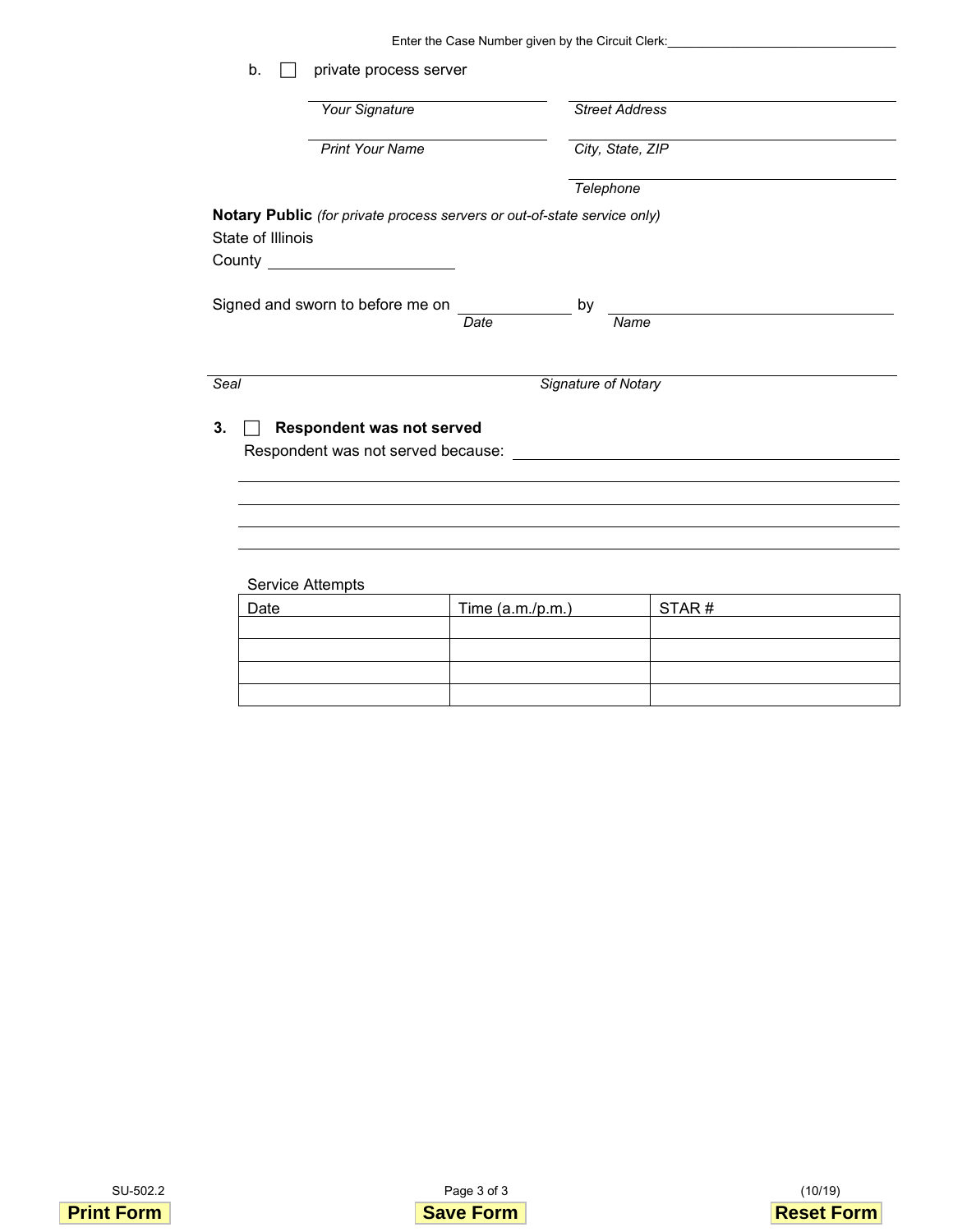Enter the Case Number given by the Circuit Clerk: ______________________

b. ☐ private process server

| | |
|---|---|
| ______________________ | ______________________ |
| *Your Signature* | *Street Address* |
| ______________________ | ______________________ |
| *Print Your Name* | *City, State, ZIP* |
| | ______________________ |
| | *Telephone* |

**Notary Public** *(for private process servers or out-of-state service only)*

State of Illinois

County ______________________

Signed and sworn to before me on ______________ by ______________________

*Date* *Name*

______________________________________________

*Seal* *Signature of Notary*

**3.** ☐ **Respondent was not served**

Respondent was not served because: ______________________

______________________________________________

______________________________________________

______________________________________________

______________________________________________

Service Attempts

| Date | Time (a.m./p.m.) | STAR # |
|---|---|---|
| | | |
| | | |
| | | |
| | | |

SU-502.2 (10/19)